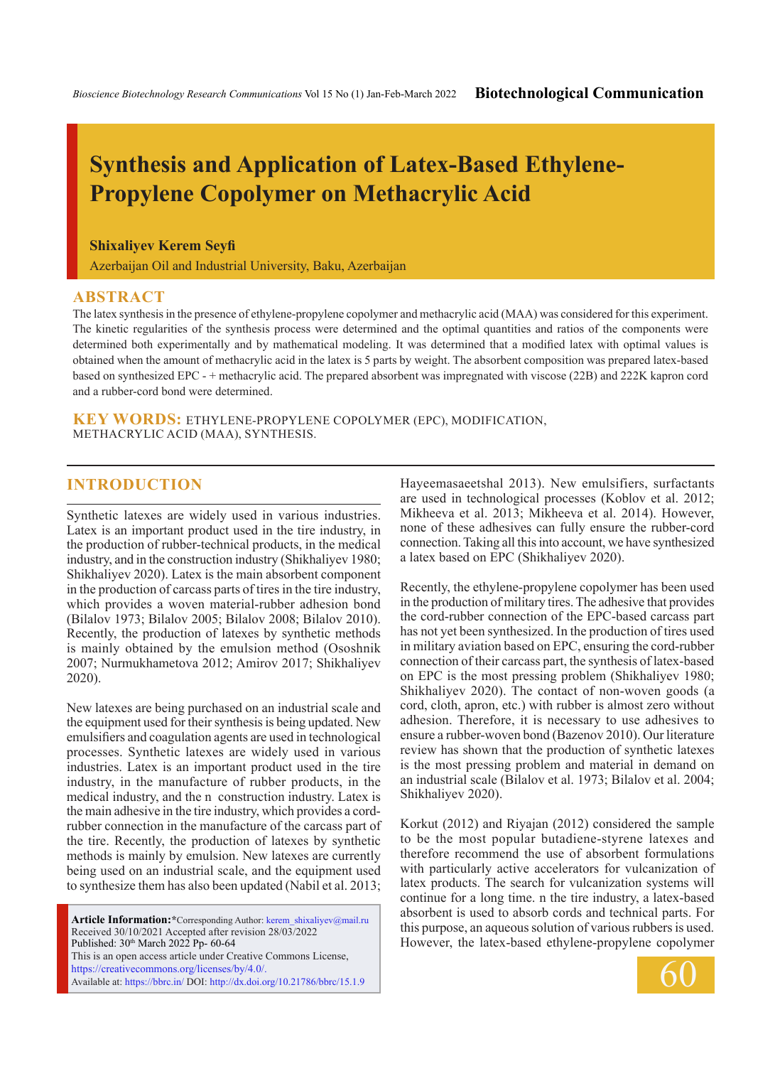# Synthesis and Application of Latex-Based Ethylene-Propylene Copolymer on Methacrylic Acid

**Shixaliyev Kerem Seyfi**

Azerbaijan Oil and Industrial University, Baku, Azerbaijan

## ABSTRACT

The latex synthesis in the presence of ethylene-propylene copolymer and methacrylic acid (MAA) was considered for this experiment. The kinetic regularities of the synthesis process were determined and the optimal quantities and ratios of the components were determined both experimentally and by mathematical modeling. It was determined that a modified latex with optimal values is obtained when the amount of methacrylic acid in the latex is 5 parts by weight. The absorbent composition was prepared latex-based based on synthesized EPC - + methacrylic acid. The prepared absorbent was impregnated with viscose (22B) and 222K kapron cord and a rubber-cord bond were determined.

**KEY WORDS:** ETHYLENE-PROPYLENE COPOLYMER (EPC), MODIFICATION, METHACRYLIC ACID (MAA), SYNTHESIS.

## INTRODUCTION

Synthetic latexes are widely used in various industries. Latex is an important product used in the tire industry, in the production of rubber-technical products, in the medical industry, and in the construction industry (Shikhaliyev 1980; Shikhaliyev 2020). Latex is the main absorbent component in the production of carcass parts of tires in the tire industry, which provides a woven material-rubber adhesion bond (Bilalov 1973; Bilalov 2005; Bilalov 2008; Bilalov 2010). Recently, the production of latexes by synthetic methods is mainly obtained by the emulsion method (Ososhnik 2007; Nurmukhametova 2012; Amirov 2017; Shikhaliyev 2020).

New latexes are being purchased on an industrial scale and the equipment used for their synthesis is being updated. New emulsifiers and coagulation agents are used in technological processes. Synthetic latexes are widely used in various industries. Latex is an important product used in the tire industry, in the manufacture of rubber products, in the medical industry, and the n construction industry. Latex is the main adhesive in the tire industry, which provides a cord-rubber connection in the manufacture of the carcass part of the tire. Recently, the production of latexes by synthetic methods is mainly by emulsion. New latexes are currently being used on an industrial scale, and the equipment used to synthesize them has also been updated (Nabil et al. 2013; Hayeemasaeetshal 2013). New emulsifiers, surfactants are used in technological processes (Koblov et al. 2012; Mikheeva et al. 2013; Mikheeva et al. 2014). However, none of these adhesives can fully ensure the rubber-cord connection. Taking all this into account, we have synthesized a latex based on EPC (Shikhaliyev 2020).

Recently, the ethylene-propylene copolymer has been used in the production of military tires. The adhesive that provides the cord-rubber connection of the EPC-based carcass part has not yet been synthesized. In the production of tires used in military aviation based on EPC, ensuring the cord-rubber connection of their carcass part, the synthesis of latex-based on EPC is the most pressing problem (Shikhaliyev 1980; Shikhaliyev 2020). The contact of non-woven goods (a cord, cloth, apron, etc.) with rubber is almost zero without adhesion. Therefore, it is necessary to use adhesives to ensure a rubber-woven bond (Bazenov 2010). Our literature review has shown that the production of synthetic latexes is the most pressing problem and material in demand on an industrial scale (Bilalov et al. 1973; Bilalov et al. 2004; Shikhaliyev 2020).

Korkut (2012) and Riyajan (2012) considered the sample to be the most popular butadiene-styrene latexes and therefore recommend the use of absorbent formulations with particularly active accelerators for vulcanization of latex products. The search for vulcanization systems will continue for a long time. n the tire industry, a latex-based absorbent is used to absorb cords and technical parts. For this purpose, an aqueous solution of various rubbers is used. However, the latex-based ethylene-propylene copolymer

**Article Information:** *Corresponding Author: kerem_shixaliyev@mail.ru
Received 30/10/2021 Accepted after revision 28/03/2022
Published: 30th March 2022 Pp- 60-64
This is an open access article under Creative Commons License, https://creativecommons.org/licenses/by/4.0/.
Available at: https://bbrc.in/ DOI: http://dx.doi.org/10.21786/bbrc/15.1.9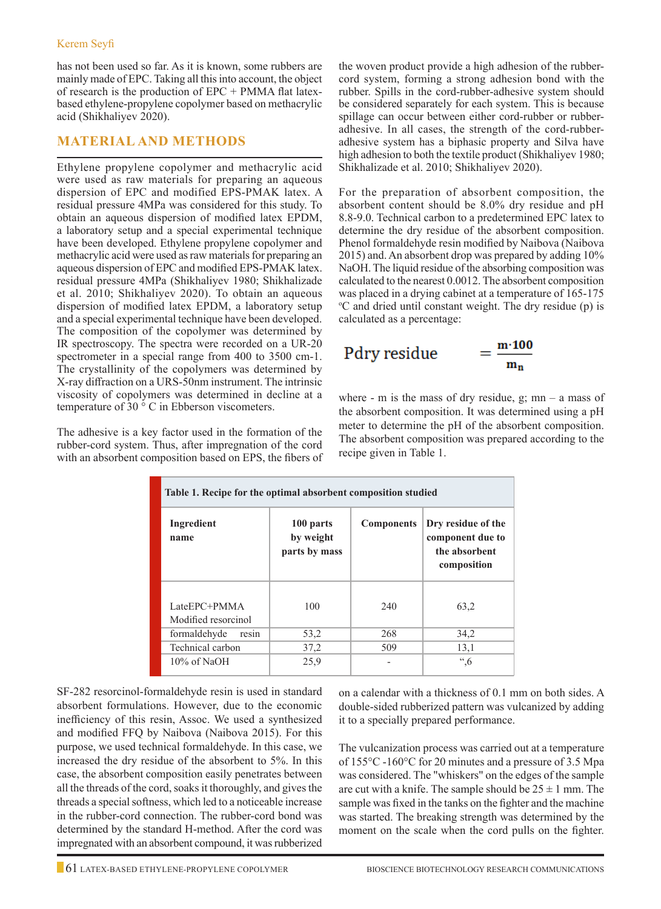has not been used so far. As it is known, some rubbers are mainly made of EPC. Taking all this into account, the object of research is the production of EPC + PMMA flat latex-based ethylene-propylene copolymer based on methacrylic acid (Shikhaliyev 2020).

## MATERIAL AND METHODS

Ethylene propylene copolymer and methacrylic acid were used as raw materials for preparing an aqueous dispersion of EPC and modified EPS-PMAK latex. A residual pressure 4MPa was considered for this study. To obtain an aqueous dispersion of modified latex EPDM, a laboratory setup and a special experimental technique have been developed. Ethylene propylene copolymer and methacrylic acid were used as raw materials for preparing an aqueous dispersion of EPC and modified EPS-PMAK latex. residual pressure 4MPa (Shikhaliyev 1980; Shikhalizade et al. 2010; Shikhaliyev 2020). To obtain an aqueous dispersion of modified latex EPDM, a laboratory setup and a special experimental technique have been developed. The composition of the copolymer was determined by IR spectroscopy. The spectra were recorded on a UR-20 spectrometer in a special range from 400 to 3500 cm-1. The crystallinity of the copolymers was determined by X-ray diffraction on a URS-50nm instrument. The intrinsic viscosity of copolymers was determined in decline at a temperature of 30 ° C in Ebberson viscometers.

The adhesive is a key factor used in the formation of the rubber-cord system. Thus, after impregnation of the cord with an absorbent composition based on EPS, the fibers of the woven product provide a high adhesion of the rubber-cord system, forming a strong adhesion bond with the rubber. Spills in the cord-rubber-adhesive system should be considered separately for each system. This is because spillage can occur between either cord-rubber or rubber-adhesive. In all cases, the strength of the cord-rubber-adhesive system has a biphasic property and Silva have high adhesion to both the textile product (Shikhaliyev 1980; Shikhalizade et al. 2010; Shikhaliyev 2020).

For the preparation of absorbent composition, the absorbent content should be 8.0% dry residue and pH 8.8-9.0. Technical carbon to a predetermined EPC latex to determine the dry residue of the absorbent composition. Phenol formaldehyde resin modified by Naibova (Naibova 2015) and. An absorbent drop was prepared by adding 10% NaOH. The liquid residue of the absorbing composition was calculated to the nearest 0.0012. The absorbent composition was placed in a drying cabinet at a temperature of 165-175 ºC and dried until constant weight. The dry residue (p) is calculated as a percentage:

$$P_{dry\ residue} = \frac{m \cdot 100}{m_n}$$

where - m is the mass of dry residue, g; mn – a mass of the absorbent composition. It was determined using a pH meter to determine the pH of the absorbent composition. The absorbent composition was prepared according to the recipe given in Table 1.

**Table 1. Recipe for the optimal absorbent composition studied**

| Ingredient name | 100 parts by weight parts by mass | Components | Dry residue of the component due to the absorbent composition |
|---|---|---|---|
| LateEPC+PMMA | 100 | 240 | 63,2 |
| Modified resorcinol formaldehyde resin | 53,2 | 268 | 34,2 |
| Technical carbon | 37,2 | 509 | 13,1 |
| 10% of NaOH | 25,9 | - | “,6 |

SF-282 resorcinol-formaldehyde resin is used in standard absorbent formulations. However, due to the economic inefficiency of this resin, Assoc. We used a synthesized and modified FFQ by Naibova (Naibova 2015). For this purpose, we used technical formaldehyde. In this case, we increased the dry residue of the absorbent to 5%. In this case, the absorbent composition easily penetrates between all the threads of the cord, soaks it thoroughly, and gives the threads a special softness, which led to a noticeable increase in the rubber-cord connection. The rubber-cord bond was determined by the standard H-method. After the cord was impregnated with an absorbent compound, it was rubberized on a calendar with a thickness of 0.1 mm on both sides. A double-sided rubberized pattern was vulcanized by adding it to a specially prepared performance.

The vulcanization process was carried out at a temperature of 155°C -160°C for 20 minutes and a pressure of 3.5 Mpa was considered. The "whiskers" on the edges of the sample are cut with a knife. The sample should be 25 ± 1 mm. The sample was fixed in the tanks on the fighter and the machine was started. The breaking strength was determined by the moment on the scale when the cord pulls on the fighter.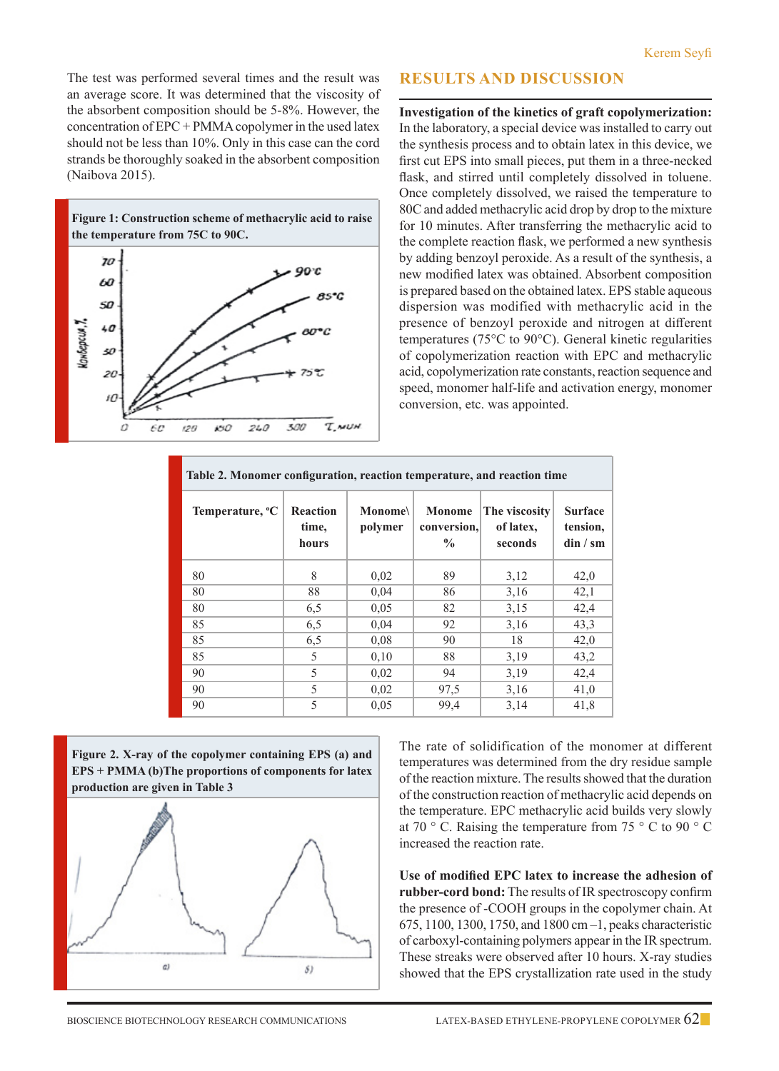The test was performed several times and the result was an average score. It was determined that the viscosity of the absorbent composition should be 5-8%. However, the concentration of EPC + PMMA copolymer in the used latex should not be less than 10%. Only in this case can the cord strands be thoroughly soaked in the absorbent composition (Naibova 2015).

**Figure 1: Construction scheme of methacrylic acid to raise the temperature from 75C to 90C.**

## RESULTS AND DISCUSSION

**Investigation of the kinetics of graft copolymerization:** In the laboratory, a special device was installed to carry out the synthesis process and to obtain latex in this device, we first cut EPS into small pieces, put them in a three-necked flask, and stirred until completely dissolved in toluene. Once completely dissolved, we raised the temperature to 80C and added methacrylic acid drop by drop to the mixture for 10 minutes. After transferring the methacrylic acid to the complete reaction flask, we performed a new synthesis by adding benzoyl peroxide. As a result of the synthesis, a new modified latex was obtained. Absorbent composition is prepared based on the obtained latex. EPS stable aqueous dispersion was modified with methacrylic acid in the presence of benzoyl peroxide and nitrogen at different temperatures (75°C to 90°C). General kinetic regularities of copolymerization reaction with EPC and methacrylic acid, copolymerization rate constants, reaction sequence and speed, monomer half-life and activation energy, monomer conversion, etc. was appointed.

**Table 2. Monomer configuration, reaction temperature, and reaction time**

| Temperature, °C | Reaction time, hours | Monome\ polymer | Monome conversion, % | The viscosity of latex, seconds | Surface tension, din / sm |
|---|---|---|---|---|---|
| 80 | 8 | 0,02 | 89 | 3,12 | 42,0 |
| 80 | 88 | 0,04 | 86 | 3,16 | 42,1 |
| 80 | 6,5 | 0,05 | 82 | 3,15 | 42,4 |
| 85 | 6,5 | 0,04 | 92 | 3,16 | 43,3 |
| 85 | 6,5 | 0,08 | 90 | 18 | 42,0 |
| 85 | 5 | 0,10 | 88 | 3,19 | 43,2 |
| 90 | 5 | 0,02 | 94 | 3,19 | 42,4 |
| 90 | 5 | 0,02 | 97,5 | 3,16 | 41,0 |
| 90 | 5 | 0,05 | 99,4 | 3,14 | 41,8 |

**Figure 2. X-ray of the copolymer containing EPS (a) and EPS + PMMA (b)The proportions of components for latex production are given in Table 3**

The rate of solidification of the monomer at different temperatures was determined from the dry residue sample of the reaction mixture. The results showed that the duration of the construction reaction of methacrylic acid depends on the temperature. EPC methacrylic acid builds very slowly at 70 ° C. Raising the temperature from 75 ° C to 90 ° C increased the reaction rate.

**Use of modified EPC latex to increase the adhesion of rubber-cord bond:** The results of IR spectroscopy confirm the presence of -COOH groups in the copolymer chain. At 675, 1100, 1300, 1750, and 1800 cm –1, peaks characteristic of carboxyl-containing polymers appear in the IR spectrum. These streaks were observed after 10 hours. X-ray studies showed that the EPS crystallization rate used in the study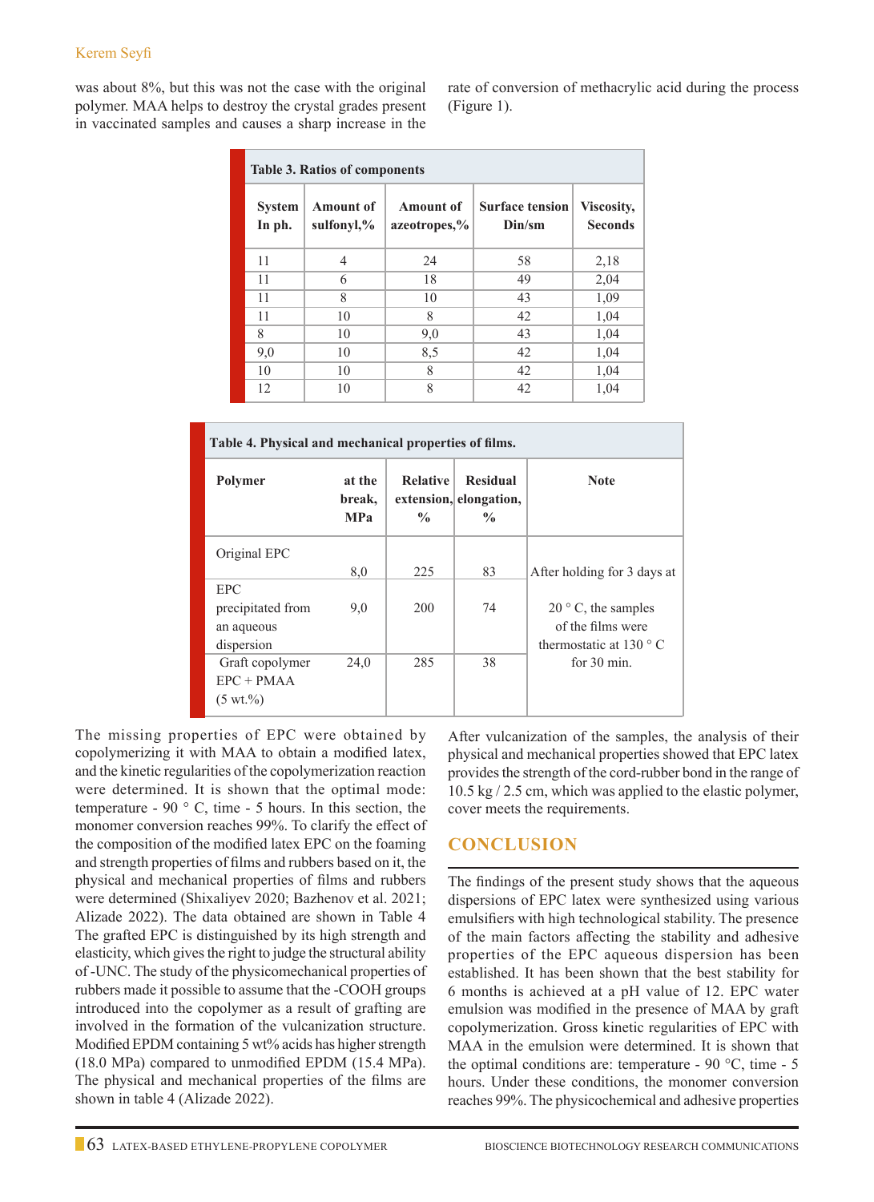was about 8%, but this was not the case with the original polymer. MAA helps to destroy the crystal grades present in vaccinated samples and causes a sharp increase in the rate of conversion of methacrylic acid during the process (Figure 1).

**Table 3. Ratios of components**

| System In ph. | Amount of sulfonyl,% | Amount of azeotropes,% | Surface tension Din/sm | Viscosity, Seconds |
|---|---|---|---|---|
| 11 | 4 | 24 | 58 | 2,18 |
| 11 | 6 | 18 | 49 | 2,04 |
| 11 | 8 | 10 | 43 | 1,09 |
| 11 | 10 | 8 | 42 | 1,04 |
| 8 | 10 | 9,0 | 43 | 1,04 |
| 9,0 | 10 | 8,5 | 42 | 1,04 |
| 10 | 10 | 8 | 42 | 1,04 |
| 12 | 10 | 8 | 42 | 1,04 |

**Table 4. Physical and mechanical properties of films.**

| Polymer | at the break, MPa | Relative extension, % | Residual elongation, % | Note |
|---|---|---|---|---|
| Original EPC | 8,0 | 225 | 83 | After holding for 3 days at 20 ° C, the samples of the films were thermostatic at 130 ° C for 30 min. |
| EPC precipitated from an aqueous dispersion | 9,0 | 200 | 74 | |
| Graft copolymer EPC + PMAA (5 wt.%) | 24,0 | 285 | 38 | |

The missing properties of EPC were obtained by copolymerizing it with MAA to obtain a modified latex, and the kinetic regularities of the copolymerization reaction were determined. It is shown that the optimal mode: temperature - 90 ° C, time - 5 hours. In this section, the monomer conversion reaches 99%. To clarify the effect of the composition of the modified latex EPC on the foaming and strength properties of films and rubbers based on it, the physical and mechanical properties of films and rubbers were determined (Shixaliyev 2020; Bazhenov et al. 2021; Alizade 2022). The data obtained are shown in Table 4 The grafted EPC is distinguished by its high strength and elasticity, which gives the right to judge the structural ability of -UNC. The study of the physicomechanical properties of rubbers made it possible to assume that the -COOH groups introduced into the copolymer as a result of grafting are involved in the formation of the vulcanization structure. Modified EPDM containing 5 wt% acids has higher strength (18.0 MPa) compared to unmodified EPDM (15.4 MPa). The physical and mechanical properties of the films are shown in table 4 (Alizade 2022).

After vulcanization of the samples, the analysis of their physical and mechanical properties showed that EPC latex provides the strength of the cord-rubber bond in the range of 10.5 kg / 2.5 cm, which was applied to the elastic polymer, cover meets the requirements.

## CONCLUSION

The findings of the present study shows that the aqueous dispersions of EPC latex were synthesized using various emulsifiers with high technological stability. The presence of the main factors affecting the stability and adhesive properties of the EPC aqueous dispersion has been established. It has been shown that the best stability for 6 months is achieved at a pH value of 12. EPC water emulsion was modified in the presence of MAA by graft copolymerization. Gross kinetic regularities of EPC with MAA in the emulsion were determined. It is shown that the optimal conditions are: temperature - 90 °C, time - 5 hours. Under these conditions, the monomer conversion reaches 99%. The physicochemical and adhesive properties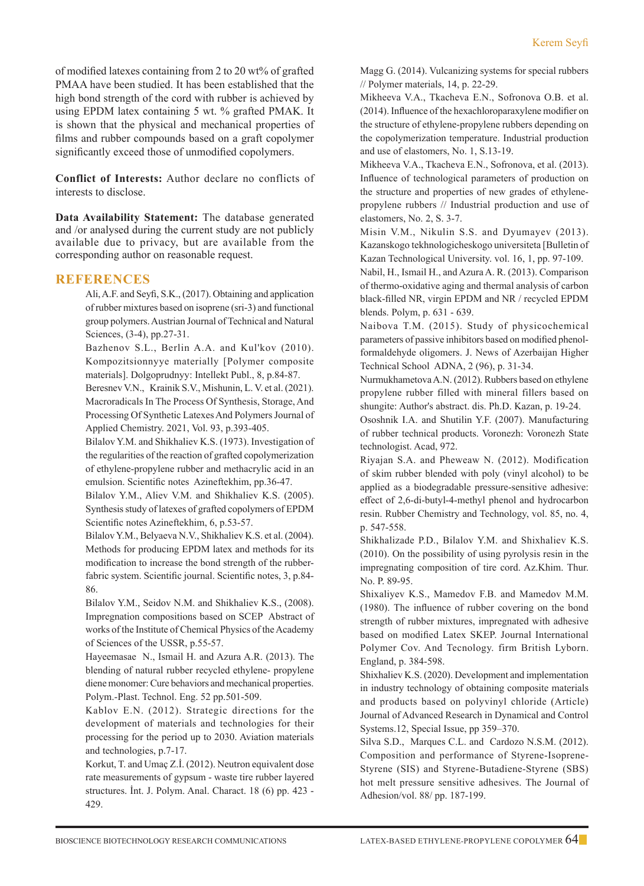of modified latexes containing from 2 to 20 wt% of grafted PMAA have been studied. It has been established that the high bond strength of the cord with rubber is achieved by using EPDM latex containing 5 wt. % grafted PMAK. It is shown that the physical and mechanical properties of films and rubber compounds based on a graft copolymer significantly exceed those of unmodified copolymers.

**Conflict of Interests:** Author declare no conflicts of interests to disclose.

**Data Availability Statement:** The database generated and /or analysed during the current study are not publicly available due to privacy, but are available from the corresponding author on reasonable request.

## REFERENCES

Ali, A.F. and Seyfi, S.K., (2017). Obtaining and application of rubber mixtures based on isoprene (sri-3) and functional group polymers. Austrian Journal of Technical and Natural Sciences, (3-4), pp.27-31.

Bazhenov S.L., Berlin A.A. and Kul'kov (2010). Kompozitsionnyye materially [Polymer composite materials]. Dolgoprudnyy: Intellekt Publ., 8, p.84-87.

Beresnev V.N., Krainik S.V., Mishunin, L. V. et al. (2021). Macroradicals In The Process Of Synthesis, Storage, And Processing Of Synthetic Latexes And Polymers Journal of Applied Chemistry. 2021, Vol. 93, p.393-405.

Bilalov Y.M. and Shikhaliev K.S. (1973). Investigation of the regularities of the reaction of grafted copolymerization of ethylene-propylene rubber and methacrylic acid in an emulsion. Scientific notes Azineftekhim, pp.36-47.

Bilalov Y.M., Aliev V.M. and Shikhaliev K.S. (2005). Synthesis study of latexes of grafted copolymers of EPDM Scientific notes Azineftekhim, 6, p.53-57.

Bilalov Y.M., Belyaeva N.V., Shikhaliev K.S. et al. (2004). Methods for producing EPDM latex and methods for its modification to increase the bond strength of the rubber-fabric system. Scientific journal. Scientific notes, 3, p.84-86.

Bilalov Y.M., Seidov N.M. and Shikhaliev K.S., (2008). Impregnation compositions based on SCEP Abstract of works of the Institute of Chemical Physics of the Academy of Sciences of the USSR, p.55-57.

Hayeemasae N., Ismail H. and Azura A.R. (2013). The blending of natural rubber recycled ethylene- propylene diene monomer: Cure behaviors and mechanical properties. Polym.-Plast. Technol. Eng. 52 pp.501-509.

Kablov E.N. (2012). Strategic directions for the development of materials and technologies for their processing for the period up to 2030. Aviation materials and technologies, p.7-17.

Korkut, T. and Umaç Z.İ. (2012). Neutron equivalent dose rate measurements of gypsum - waste tire rubber layered structures. İnt. J. Polym. Anal. Charact. 18 (6) pp. 423 - 429.

Magg G. (2014). Vulcanizing systems for special rubbers // Polymer materials, 14, p. 22-29.

Mikheeva V.A., Tkacheva E.N., Sofronova O.B. et al. (2014). Influence of the hexachloroparaxylene modifier on the structure of ethylene-propylene rubbers depending on the copolymerization temperature. Industrial production and use of elastomers, No. 1, S.13-19.

Mikheeva V.A., Tkacheva E.N., Sofronova, et al. (2013). Influence of technological parameters of production on the structure and properties of new grades of ethylene-propylene rubbers // Industrial production and use of elastomers, No. 2, S. 3-7.

Misin V.M., Nikulin S.S. and Dyumayev (2013). Kazanskogo tekhnologicheskogo universiteta [Bulletin of Kazan Technological University. vol. 16, 1, pp. 97-109.

Nabil, H., Ismail H., and Azura A. R. (2013). Comparison of thermo-oxidative aging and thermal analysis of carbon black-filled NR, virgin EPDM and NR / recycled EPDM blends. Polym, p. 631 - 639.

Naibova T.M. (2015). Study of physicochemical parameters of passive inhibitors based on modified phenol-formaldehyde oligomers. J. News of Azerbaijan Higher Technical School ADNA, 2 (96), p. 31-34.

Nurmukhametova A.N. (2012). Rubbers based on ethylene propylene rubber filled with mineral fillers based on shungite: Author's abstract. dis. Ph.D. Kazan, p. 19-24.

Ososhnik I.A. and Shutilin Y.F. (2007). Manufacturing of rubber technical products. Voronezh: Voronezh State technologist. Acad, 972.

Riyajan S.A. and Pheweaw N. (2012). Modification of skim rubber blended with poly (vinyl alcohol) to be applied as a biodegradable pressure-sensitive adhesive: effect of 2,6-di-butyl-4-methyl phenol and hydrocarbon resin. Rubber Chemistry and Technology, vol. 85, no. 4, p. 547-558.

Shikhalizade P.D., Bilalov Y.M. and Shixhaliev K.S. (2010). On the possibility of using pyrolysis resin in the impregnating composition of tire cord. Az.Khim. Thur. No. P. 89-95.

Shixaliyev K.S., Mamedov F.B. and Mamedov M.M. (1980). The influence of rubber covering on the bond strength of rubber mixtures, impregnated with adhesive based on modified Latex SKEP. Journal International Polymer Cov. And Tecnology. firm British Lyborn. England, p. 384-598.

Shixhaliev K.S. (2020). Development and implementation in industry technology of obtaining composite materials and products based on polyvinyl chloride (Article) Journal of Advanced Research in Dynamical and Control Systems.12, Special Issue, pp 359–370.

Silva S.D., Marques C.L. and Cardozo N.S.M. (2012). Composition and performance of Styrene-Isoprene-Styrene (SIS) and Styrene-Butadiene-Styrene (SBS) hot melt pressure sensitive adhesives. The Journal of Adhesion/vol. 88/ pp. 187-199.